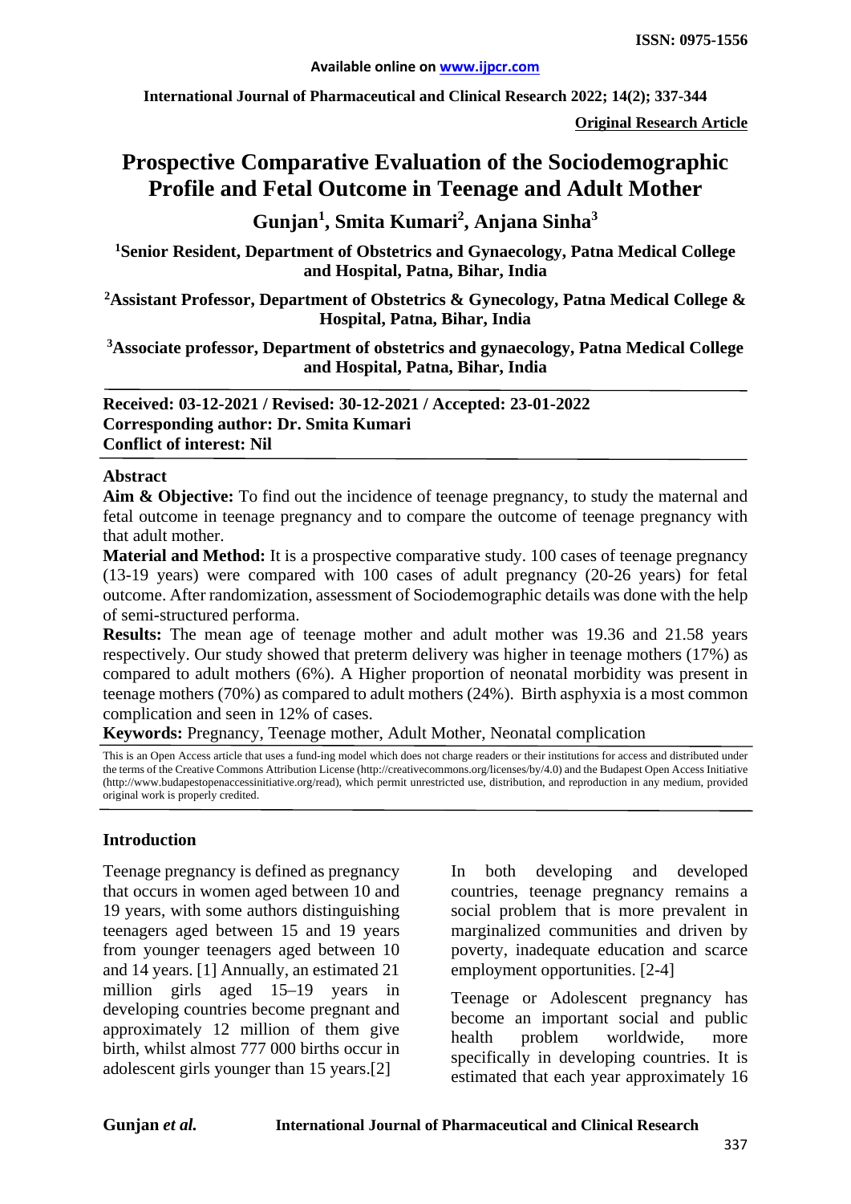**Original Research Article**

# Prospective Comparative Evaluation of the Sociodemographic Profile and Fetal Outcome in Teenage and Adult Mother

## Gunjan[1], Smita Kumari[2], Anjana Sinha[3]

[1]Senior Resident, Department of Obstetrics and Gynaecology, Patna Medical College and Hospital, Patna, Bihar, India

[2]Assistant Professor, Department of Obstetrics & Gynecology, Patna Medical College & Hospital, Patna, Bihar, India

[3]Associate professor, Department of obstetrics and gynaecology, Patna Medical College and Hospital, Patna, Bihar, India

**Received: 03-12-2021 / Revised: 30-12-2021 / Accepted: 23-01-2022**
**Corresponding author: Dr. Smita Kumari**
**Conflict of interest: Nil**

## Abstract

**Aim & Objective:** To find out the incidence of teenage pregnancy, to study the maternal and fetal outcome in teenage pregnancy and to compare the outcome of teenage pregnancy with that adult mother.

**Material and Method:** It is a prospective comparative study. 100 cases of teenage pregnancy (13-19 years) were compared with 100 cases of adult pregnancy (20-26 years) for fetal outcome. After randomization, assessment of Sociodemographic details was done with the help of semi-structured performa.

**Results:** The mean age of teenage mother and adult mother was 19.36 and 21.58 years respectively. Our study showed that preterm delivery was higher in teenage mothers (17%) as compared to adult mothers (6%). A Higher proportion of neonatal morbidity was present in teenage mothers (70%) as compared to adult mothers (24%). Birth asphyxia is a most common complication and seen in 12% of cases.

**Keywords:** Pregnancy, Teenage mother, Adult Mother, Neonatal complication

This is an Open Access article that uses a fund-ing model which does not charge readers or their institutions for access and distributed under the terms of the Creative Commons Attribution License (http://creativecommons.org/licenses/by/4.0) and the Budapest Open Access Initiative (http://www.budapestopenaccessinitiative.org/read), which permit unrestricted use, distribution, and reproduction in any medium, provided original work is properly credited.

## Introduction

Teenage pregnancy is defined as pregnancy that occurs in women aged between 10 and 19 years, with some authors distinguishing teenagers aged between 15 and 19 years from younger teenagers aged between 10 and 14 years. [1] Annually, an estimated 21 million girls aged 15–19 years in developing countries become pregnant and approximately 12 million of them give birth, whilst almost 777 000 births occur in adolescent girls younger than 15 years.[2]

In both developing and developed countries, teenage pregnancy remains a social problem that is more prevalent in marginalized communities and driven by poverty, inadequate education and scarce employment opportunities. [2-4]

Teenage or Adolescent pregnancy has become an important social and public health problem worldwide, more specifically in developing countries. It is estimated that each year approximately 16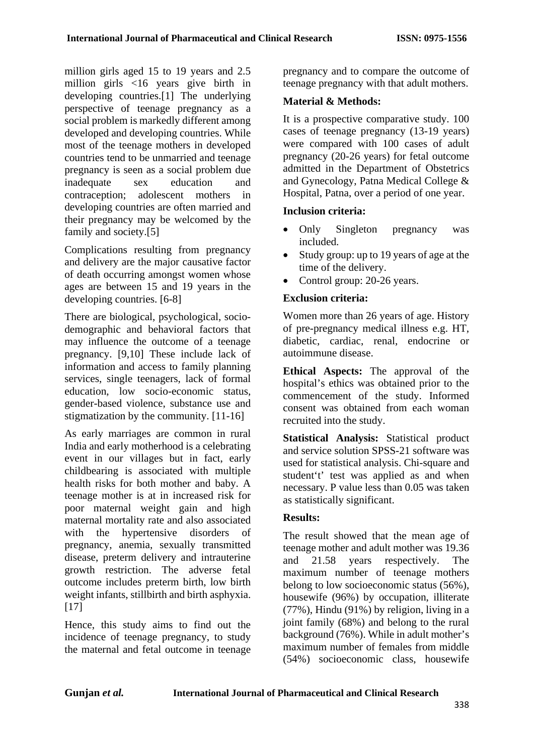million girls aged 15 to 19 years and 2.5 million girls <16 years give birth in developing countries.[1] The underlying perspective of teenage pregnancy as a social problem is markedly different among developed and developing countries. While most of the teenage mothers in developed countries tend to be unmarried and teenage pregnancy is seen as a social problem due inadequate sex education and contraception; adolescent mothers in developing countries are often married and their pregnancy may be welcomed by the family and society.[5]

Complications resulting from pregnancy and delivery are the major causative factor of death occurring amongst women whose ages are between 15 and 19 years in the developing countries. [6-8]

There are biological, psychological, socio-demographic and behavioral factors that may influence the outcome of a teenage pregnancy. [9,10] These include lack of information and access to family planning services, single teenagers, lack of formal education, low socio-economic status, gender-based violence, substance use and stigmatization by the community. [11-16]

As early marriages are common in rural India and early motherhood is a celebrating event in our villages but in fact, early childbearing is associated with multiple health risks for both mother and baby. A teenage mother is at in increased risk for poor maternal weight gain and high maternal mortality rate and also associated with the hypertensive disorders of pregnancy, anemia, sexually transmitted disease, preterm delivery and intrauterine growth restriction. The adverse fetal outcome includes preterm birth, low birth weight infants, stillbirth and birth asphyxia. [17]

Hence, this study aims to find out the incidence of teenage pregnancy, to study the maternal and fetal outcome in teenage pregnancy and to compare the outcome of teenage pregnancy with that adult mothers.

**Material & Methods:**

It is a prospective comparative study. 100 cases of teenage pregnancy (13-19 years) were compared with 100 cases of adult pregnancy (20-26 years) for fetal outcome admitted in the Department of Obstetrics and Gynecology, Patna Medical College & Hospital, Patna, over a period of one year.

**Inclusion criteria:**

- Only Singleton pregnancy was included.
- Study group: up to 19 years of age at the time of the delivery.
- Control group: 20-26 years.

**Exclusion criteria:**

Women more than 26 years of age. History of pre-pregnancy medical illness e.g. HT, diabetic, cardiac, renal, endocrine or autoimmune disease.

**Ethical Aspects:** The approval of the hospital's ethics was obtained prior to the commencement of the study. Informed consent was obtained from each woman recruited into the study.

**Statistical Analysis:** Statistical product and service solution SPSS-21 software was used for statistical analysis. Chi-square and student't' test was applied as and when necessary. P value less than 0.05 was taken as statistically significant.

**Results:**

The result showed that the mean age of teenage mother and adult mother was 19.36 and 21.58 years respectively. The maximum number of teenage mothers belong to low socioeconomic status (56%), housewife (96%) by occupation, illiterate (77%), Hindu (91%) by religion, living in a joint family (68%) and belong to the rural background (76%). While in adult mother's maximum number of females from middle (54%) socioeconomic class, housewife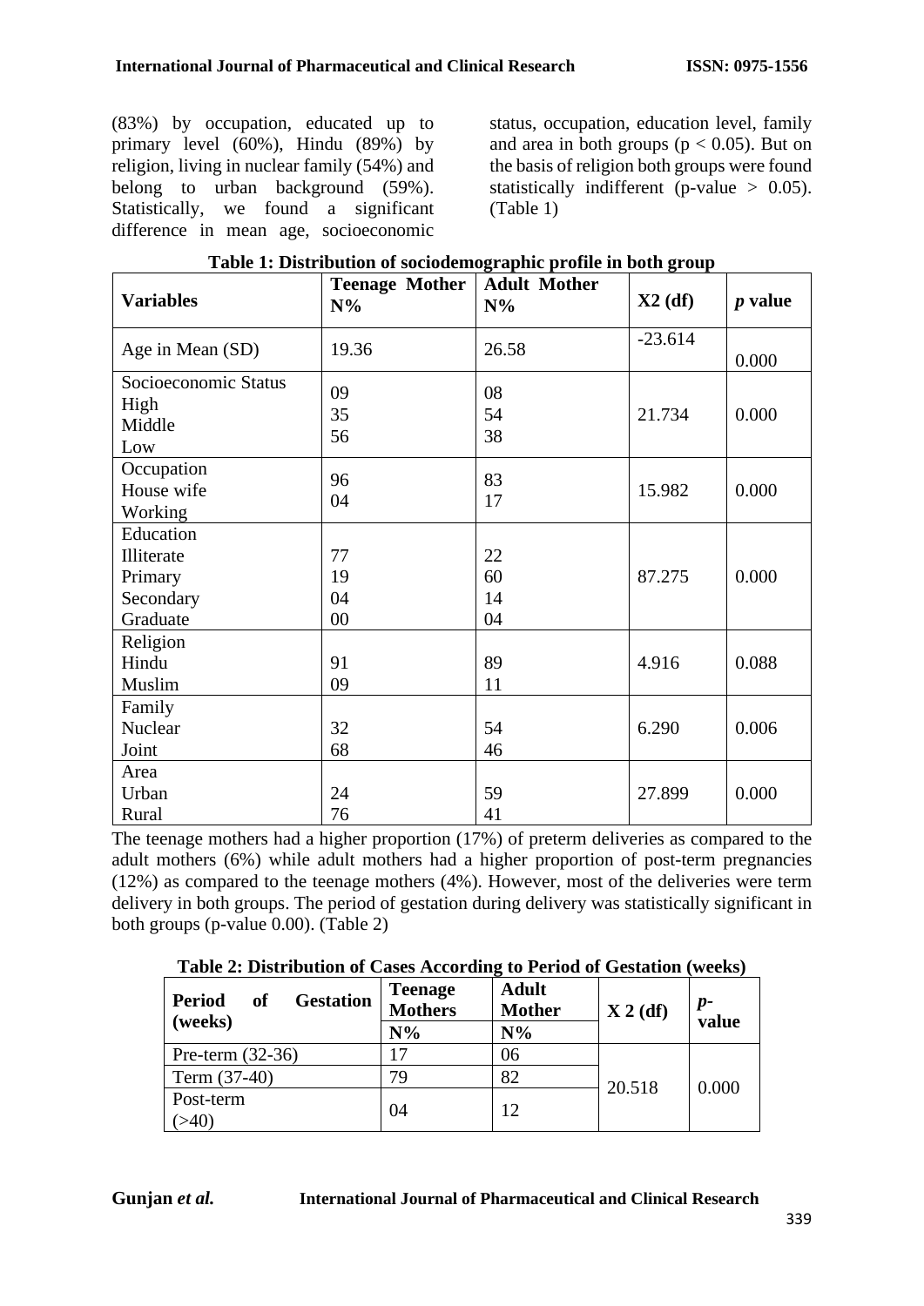(83%) by occupation, educated up to primary level (60%), Hindu (89%) by religion, living in nuclear family (54%) and belong to urban background (59%). Statistically, we found a significant difference in mean age, socioeconomic status, occupation, education level, family and area in both groups ($p < 0.05$). But on the basis of religion both groups were found statistically indifferent (p-value > 0.05). (Table 1)

**Table 1: Distribution of sociodemographic profile in both group**

| Variables | Teenage Mother N% | Adult Mother N% | X2 (df) | *p* value |
|---|---|---|---|---|
| Age in Mean (SD) | 19.36 | 26.58 | -23.614 | 0.000 |
| Socioeconomic Status<br>High<br>Middle<br>Low | <br>09<br>35<br>56 | <br>08<br>54<br>38 | 21.734 | 0.000 |
| Occupation<br>House wife<br>Working | <br>96<br>04 | <br>83<br>17 | 15.982 | 0.000 |
| Education<br>Illiterate<br>Primary<br>Secondary<br>Graduate | <br>77<br>19<br>04<br>00 | <br>22<br>60<br>14<br>04 | 87.275 | 0.000 |
| Religion<br>Hindu<br>Muslim | <br>91<br>09 | <br>89<br>11 | 4.916 | 0.088 |
| Family<br>Nuclear<br>Joint | <br>32<br>68 | <br>54<br>46 | 6.290 | 0.006 |
| Area<br>Urban<br>Rural | <br>24<br>76 | <br>59<br>41 | 27.899 | 0.000 |

The teenage mothers had a higher proportion (17%) of preterm deliveries as compared to the adult mothers (6%) while adult mothers had a higher proportion of post-term pregnancies (12%) as compared to the teenage mothers (4%). However, most of the deliveries were term delivery in both groups. The period of gestation during delivery was statistically significant in both groups (p-value 0.00). (Table 2)

**Table 2: Distribution of Cases According to Period of Gestation (weeks)**

| Period of Gestation (weeks) | Teenage Mothers | Adult Mother | X 2 (df) | *p*-value |
|---|---|---|---|---|
| | N% | N% | | |
| Pre-term (32-36) | 17 | 06 | 20.518 | 0.000 |
| Term (37-40) | 79 | 82 | | |
| Post-term (>40) | 04 | 12 | | |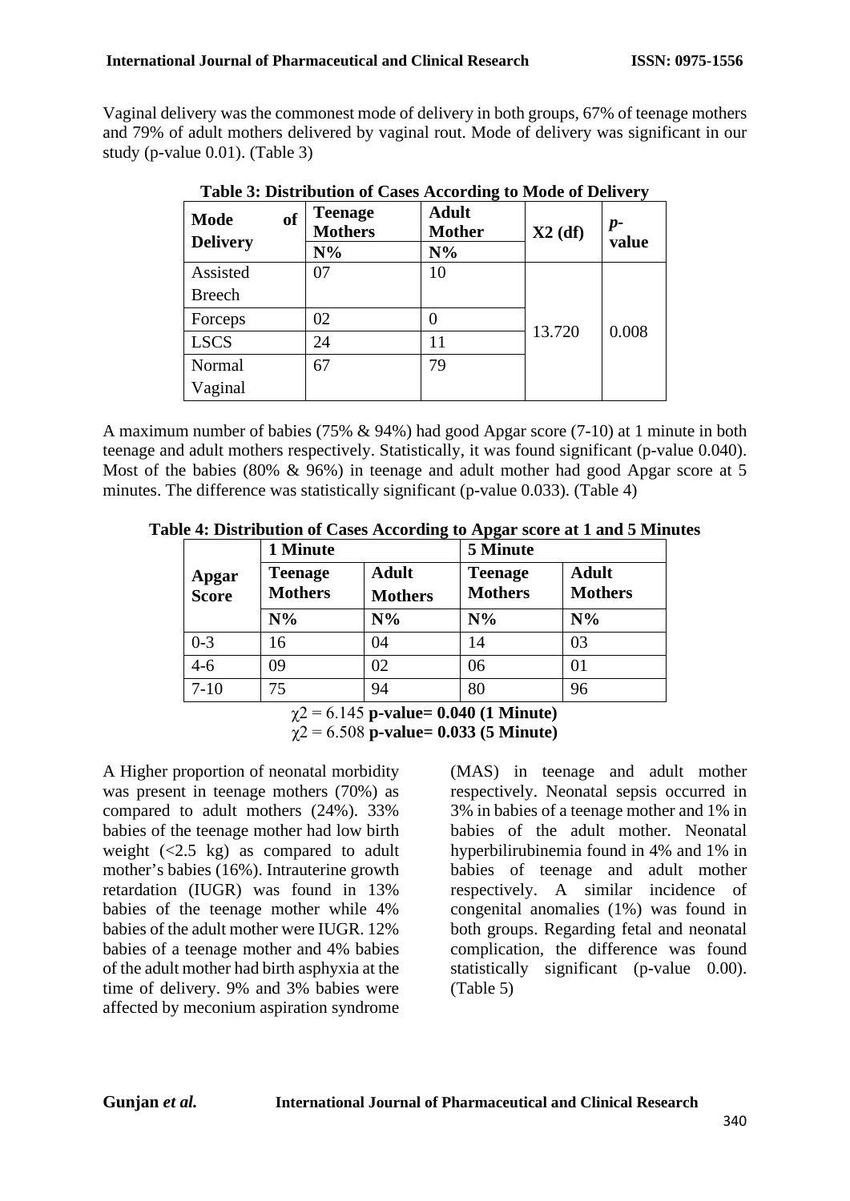Vaginal delivery was the commonest mode of delivery in both groups, 67% of teenage mothers and 79% of adult mothers delivered by vaginal rout. Mode of delivery was significant in our study (p-value 0.01). (Table 3)

**Table 3: Distribution of Cases According to Mode of Delivery**

| Mode of Delivery | Teenage Mothers | Adult Mother | X2 (df) | *p*-value |
|---|---|---|---|---|
| | N% | N% | | |
| Assisted Breech | 07 | 10 | 13.720 | 0.008 |
| Forceps | 02 | 0 | | |
| LSCS | 24 | 11 | | |
| Normal Vaginal | 67 | 79 | | |

A maximum number of babies (75% & 94%) had good Apgar score (7-10) at 1 minute in both teenage and adult mothers respectively. Statistically, it was found significant (p-value 0.040). Most of the babies (80% & 96%) in teenage and adult mother had good Apgar score at 5 minutes. The difference was statistically significant (p-value 0.033). (Table 4)

**Table 4: Distribution of Cases According to Apgar score at 1 and 5 Minutes**

| Apgar Score | 1 Minute | | 5 Minute | |
|---|---|---|---|---|
| | Teenage Mothers | Adult Mothers | Teenage Mothers | Adult Mothers |
| | N% | N% | N% | N% |
| 0-3 | 16 | 04 | 14 | 03 |
| 4-6 | 09 | 02 | 06 | 01 |
| 7-10 | 75 | 94 | 80 | 96 |

$\chi^2 = 6.145$ **p-value= 0.040 (1 Minute)**
$\chi^2 = 6.508$ **p-value= 0.033 (5 Minute)**

A Higher proportion of neonatal morbidity was present in teenage mothers (70%) as compared to adult mothers (24%). 33% babies of the teenage mother had low birth weight (<2.5 kg) as compared to adult mother's babies (16%). Intrauterine growth retardation (IUGR) was found in 13% babies of the teenage mother while 4% babies of the adult mother were IUGR. 12% babies of a teenage mother and 4% babies of the adult mother had birth asphyxia at the time of delivery. 9% and 3% babies were affected by meconium aspiration syndrome (MAS) in teenage and adult mother respectively. Neonatal sepsis occurred in 3% in babies of a teenage mother and 1% in babies of the adult mother. Neonatal hyperbilirubinemia found in 4% and 1% in babies of teenage and adult mother respectively. A similar incidence of congenital anomalies (1%) was found in both groups. Regarding fetal and neonatal complication, the difference was found statistically significant (p-value 0.00). (Table 5)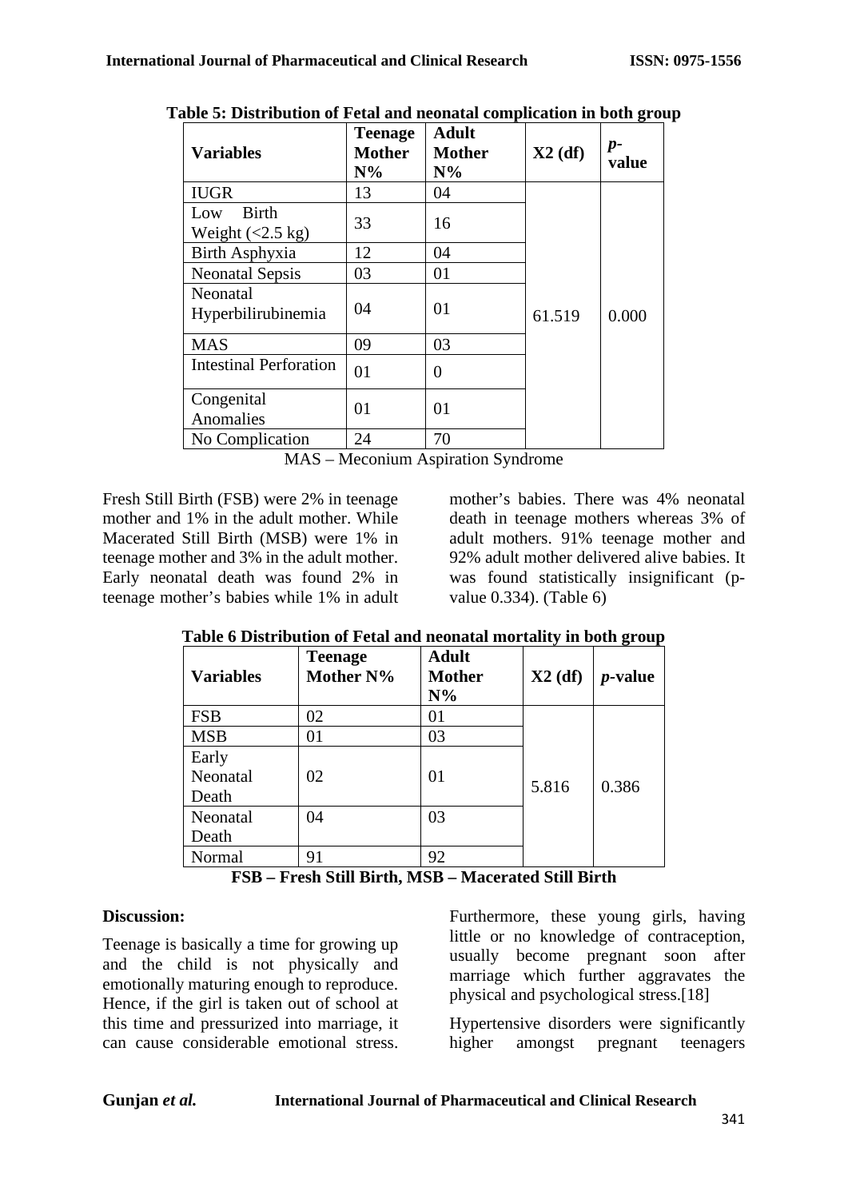**Table 5: Distribution of Fetal and neonatal complication in both group**

| Variables | Teenage Mother N% | Adult Mother N% | X2 (df) | *p*-value |
|---|---|---|---|---|
| IUGR | 13 | 04 | 61.519 | 0.000 |
| Low Birth Weight (<2.5 kg) | 33 | 16 | | |
| Birth Asphyxia | 12 | 04 | | |
| Neonatal Sepsis | 03 | 01 | | |
| Neonatal Hyperbilirubinemia | 04 | 01 | | |
| MAS | 09 | 03 | | |
| Intestinal Perforation | 01 | 0 | | |
| Congenital Anomalies | 01 | 01 | | |
| No Complication | 24 | 70 | | |

MAS – Meconium Aspiration Syndrome

Fresh Still Birth (FSB) were 2% in teenage mother and 1% in the adult mother. While Macerated Still Birth (MSB) were 1% in teenage mother and 3% in the adult mother. Early neonatal death was found 2% in teenage mother's babies while 1% in adult mother's babies. There was 4% neonatal death in teenage mothers whereas 3% of adult mothers. 91% teenage mother and 92% adult mother delivered alive babies. It was found statistically insignificant (p-value 0.334). (Table 6)

**Table 6 Distribution of Fetal and neonatal mortality in both group**

| Variables | Teenage Mother N% | Adult Mother N% | X2 (df) | *p*-value |
|---|---|---|---|---|
| FSB | 02 | 01 | 5.816 | 0.386 |
| MSB | 01 | 03 | | |
| Early Neonatal Death | 02 | 01 | | |
| Neonatal Death | 04 | 03 | | |
| Normal | 91 | 92 | | |

**FSB – Fresh Still Birth, MSB – Macerated Still Birth**

**Discussion:**

Teenage is basically a time for growing up and the child is not physically and emotionally maturing enough to reproduce. Hence, if the girl is taken out of school at this time and pressurized into marriage, it can cause considerable emotional stress. Furthermore, these young girls, having little or no knowledge of contraception, usually become pregnant soon after marriage which further aggravates the physical and psychological stress.[18]

Hypertensive disorders were significantly higher amongst pregnant teenagers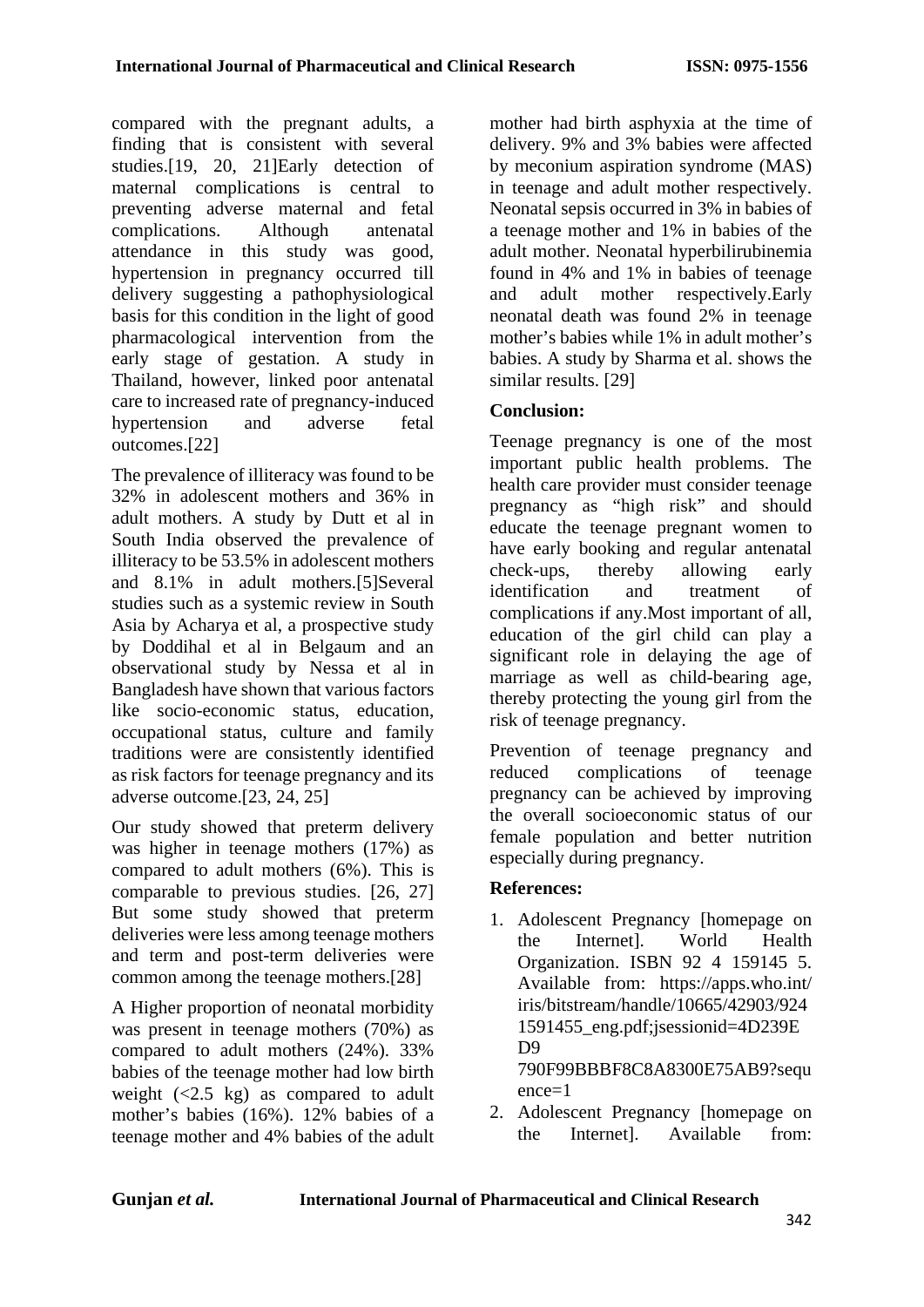compared with the pregnant adults, a finding that is consistent with several studies.[19, 20, 21]Early detection of maternal complications is central to preventing adverse maternal and fetal complications. Although antenatal attendance in this study was good, hypertension in pregnancy occurred till delivery suggesting a pathophysiological basis for this condition in the light of good pharmacological intervention from the early stage of gestation. A study in Thailand, however, linked poor antenatal care to increased rate of pregnancy-induced hypertension and adverse fetal outcomes.[22]

The prevalence of illiteracy was found to be 32% in adolescent mothers and 36% in adult mothers. A study by Dutt et al in South India observed the prevalence of illiteracy to be 53.5% in adolescent mothers and 8.1% in adult mothers.[5]Several studies such as a systemic review in South Asia by Acharya et al, a prospective study by Doddihal et al in Belgaum and an observational study by Nessa et al in Bangladesh have shown that various factors like socio-economic status, education, occupational status, culture and family traditions were are consistently identified as risk factors for teenage pregnancy and its adverse outcome.[23, 24, 25]

Our study showed that preterm delivery was higher in teenage mothers (17%) as compared to adult mothers (6%). This is comparable to previous studies. [26, 27] But some study showed that preterm deliveries were less among teenage mothers and term and post-term deliveries were common among the teenage mothers.[28]

A Higher proportion of neonatal morbidity was present in teenage mothers (70%) as compared to adult mothers (24%). 33% babies of the teenage mother had low birth weight (<2.5 kg) as compared to adult mother's babies (16%). 12% babies of a teenage mother and 4% babies of the adult mother had birth asphyxia at the time of delivery. 9% and 3% babies were affected by meconium aspiration syndrome (MAS) in teenage and adult mother respectively. Neonatal sepsis occurred in 3% in babies of a teenage mother and 1% in babies of the adult mother. Neonatal hyperbilirubinemia found in 4% and 1% in babies of teenage and adult mother respectively.Early neonatal death was found 2% in teenage mother's babies while 1% in adult mother's babies. A study by Sharma et al. shows the similar results. [29]

## Conclusion:

Teenage pregnancy is one of the most important public health problems. The health care provider must consider teenage pregnancy as "high risk" and should educate the teenage pregnant women to have early booking and regular antenatal check-ups, thereby allowing early identification and treatment of complications if any.Most important of all, education of the girl child can play a significant role in delaying the age of marriage as well as child-bearing age, thereby protecting the young girl from the risk of teenage pregnancy.

Prevention of teenage pregnancy and reduced complications of teenage pregnancy can be achieved by improving the overall socioeconomic status of our female population and better nutrition especially during pregnancy.

## References:

1. Adolescent Pregnancy [homepage on the Internet]. World Health Organization. ISBN 92 4 159145 5. Available from: https://apps.who.int/iris/bitstream/handle/10665/42903/9241591455_eng.pdf;jsessionid=4D239ED9 790F99BBBF8C8A8300E75AB9?sequence=1
2. Adolescent Pregnancy [homepage on the Internet]. Available from: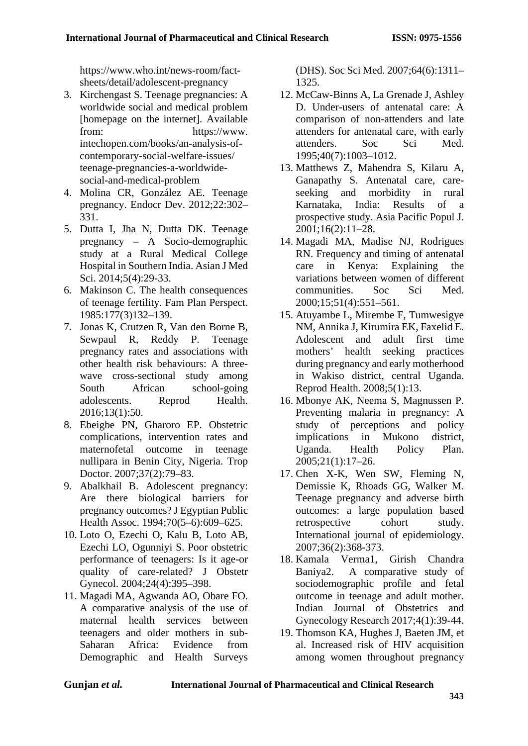https://www.who.int/news-room/fact-sheets/detail/adolescent-pregnancy

3. Kirchengast S. Teenage pregnancies: A worldwide social and medical problem [homepage on the internet]. Available from: https://www.intechopen.com/books/an-analysis-of-contemporary-social-welfare-issues/teenage-pregnancies-a-worldwide-social-and-medical-problem
4. Molina CR, González AE. Teenage pregnancy. Endocr Dev. 2012;22:302–331.
5. Dutta I, Jha N, Dutta DK. Teenage pregnancy – A Socio-demographic study at a Rural Medical College Hospital in Southern India. Asian J Med Sci. 2014;5(4):29-33.
6. Makinson C. The health consequences of teenage fertility. Fam Plan Perspect. 1985:177(3)132–139.
7. Jonas K, Crutzen R, Van den Borne B, Sewpaul R, Reddy P. Teenage pregnancy rates and associations with other health risk behaviours: A three-wave cross-sectional study among South African school-going adolescents. Reprod Health. 2016;13(1):50.
8. Ebeigbe PN, Gharoro EP. Obstetric complications, intervention rates and maternofetal outcome in teenage nullipara in Benin City, Nigeria. Trop Doctor. 2007;37(2):79–83.
9. Abalkhail B. Adolescent pregnancy: Are there biological barriers for pregnancy outcomes? J Egyptian Public Health Assoc. 1994;70(5–6):609–625.
10. Loto O, Ezechi O, Kalu B, Loto AB, Ezechi LO, Ogunniyi S. Poor obstetric performance of teenagers: Is it age-or quality of care-related? J Obstetr Gynecol. 2004;24(4):395–398.
11. Magadi MA, Agwanda AO, Obare FO. A comparative analysis of the use of maternal health services between teenagers and older mothers in sub-Saharan Africa: Evidence from Demographic and Health Surveys (DHS). Soc Sci Med. 2007;64(6):1311–1325.
12. McCaw-Binns A, La Grenade J, Ashley D. Under-users of antenatal care: A comparison of non-attenders and late attenders for antenatal care, with early attenders. Soc Sci Med. 1995;40(7):1003–1012.
13. Matthews Z, Mahendra S, Kilaru A, Ganapathy S. Antenatal care, care-seeking and morbidity in rural Karnataka, India: Results of a prospective study. Asia Pacific Popul J. 2001;16(2):11–28.
14. Magadi MA, Madise NJ, Rodrigues RN. Frequency and timing of antenatal care in Kenya: Explaining the variations between women of different communities. Soc Sci Med. 2000;15;51(4):551–561.
15. Atuyambe L, Mirembe F, Tumwesigye NM, Annika J, Kirumira EK, Faxelid E. Adolescent and adult first time mothers' health seeking practices during pregnancy and early motherhood in Wakiso district, central Uganda. Reprod Health. 2008;5(1):13.
16. Mbonye AK, Neema S, Magnussen P. Preventing malaria in pregnancy: A study of perceptions and policy implications in Mukono district, Uganda. Health Policy Plan. 2005;21(1):17–26.
17. Chen X-K, Wen SW, Fleming N, Demissie K, Rhoads GG, Walker M. Teenage pregnancy and adverse birth outcomes: a large population based retrospective cohort study. International journal of epidemiology. 2007;36(2):368-373.
18. Kamala Verma1, Girish Chandra Baniya2. A comparative study of sociodemographic profile and fetal outcome in teenage and adult mother. Indian Journal of Obstetrics and Gynecology Research 2017;4(1):39-44.
19. Thomson KA, Hughes J, Baeten JM, et al. Increased risk of HIV acquisition among women throughout pregnancy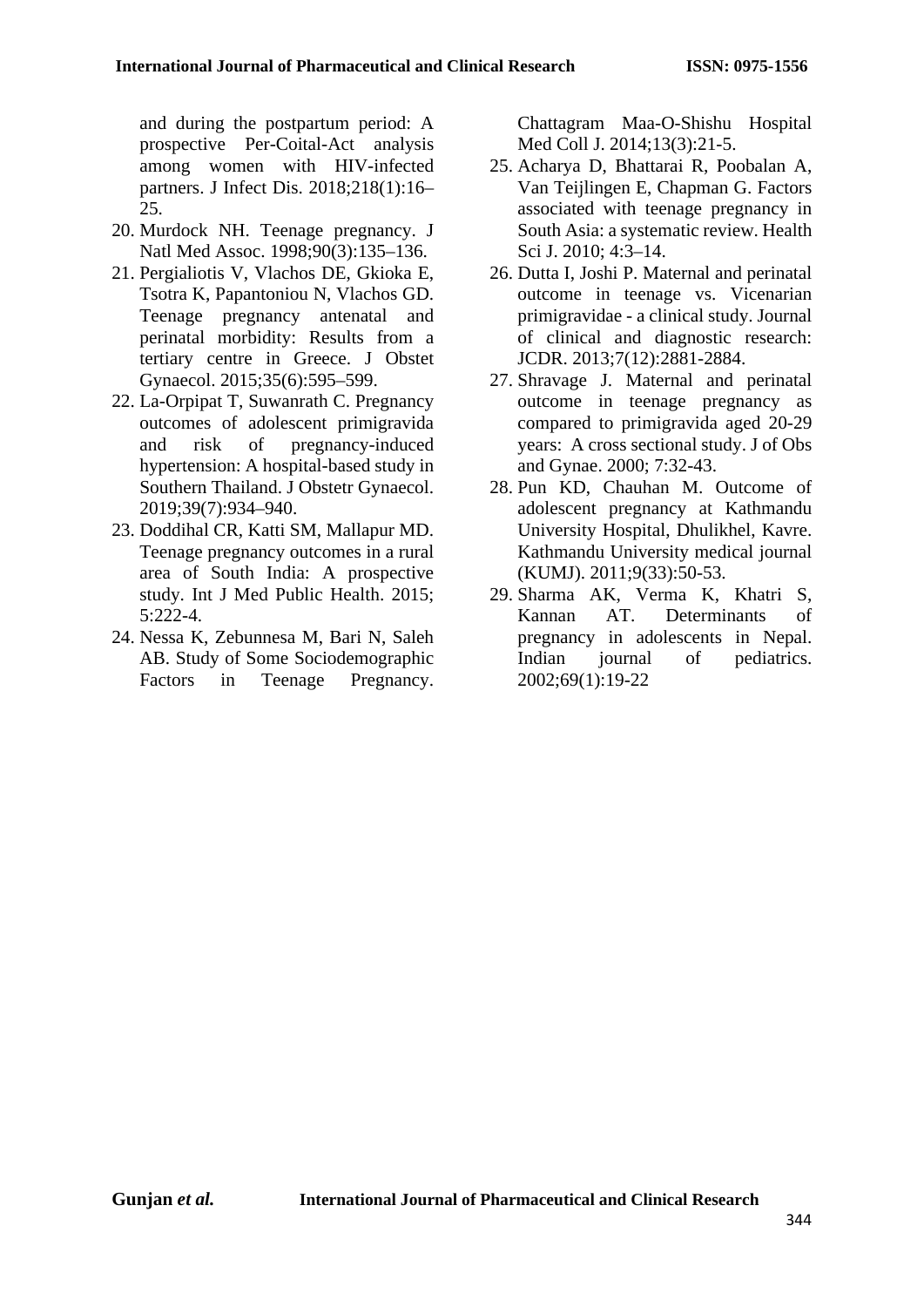and during the postpartum period: A prospective Per-Coital-Act analysis among women with HIV-infected partners. J Infect Dis. 2018;218(1):16–25.

20. Murdock NH. Teenage pregnancy. J Natl Med Assoc. 1998;90(3):135–136.
21. Pergialiotis V, Vlachos DE, Gkioka E, Tsotra K, Papantoniou N, Vlachos GD. Teenage pregnancy antenatal and perinatal morbidity: Results from a tertiary centre in Greece. J Obstet Gynaecol. 2015;35(6):595–599.
22. La-Orpipat T, Suwanrath C. Pregnancy outcomes of adolescent primigravida and risk of pregnancy-induced hypertension: A hospital-based study in Southern Thailand. J Obstetr Gynaecol. 2019;39(7):934–940.
23. Doddihal CR, Katti SM, Mallapur MD. Teenage pregnancy outcomes in a rural area of South India: A prospective study. Int J Med Public Health. 2015; 5:222-4.
24. Nessa K, Zebunnesa M, Bari N, Saleh AB. Study of Some Sociodemographic Factors in Teenage Pregnancy. Chattagram Maa-O-Shishu Hospital Med Coll J. 2014;13(3):21-5.
25. Acharya D, Bhattarai R, Poobalan A, Van Teijlingen E, Chapman G. Factors associated with teenage pregnancy in South Asia: a systematic review. Health Sci J. 2010; 4:3–14.
26. Dutta I, Joshi P. Maternal and perinatal outcome in teenage vs. Vicenarian primigravidae - a clinical study. Journal of clinical and diagnostic research: JCDR. 2013;7(12):2881-2884.
27. Shravage J. Maternal and perinatal outcome in teenage pregnancy as compared to primigravida aged 20-29 years: A cross sectional study. J of Obs and Gynae. 2000; 7:32-43.
28. Pun KD, Chauhan M. Outcome of adolescent pregnancy at Kathmandu University Hospital, Dhulikhel, Kavre. Kathmandu University medical journal (KUMJ). 2011;9(33):50-53.
29. Sharma AK, Verma K, Khatri S, Kannan AT. Determinants of pregnancy in adolescents in Nepal. Indian journal of pediatrics. 2002;69(1):19-22